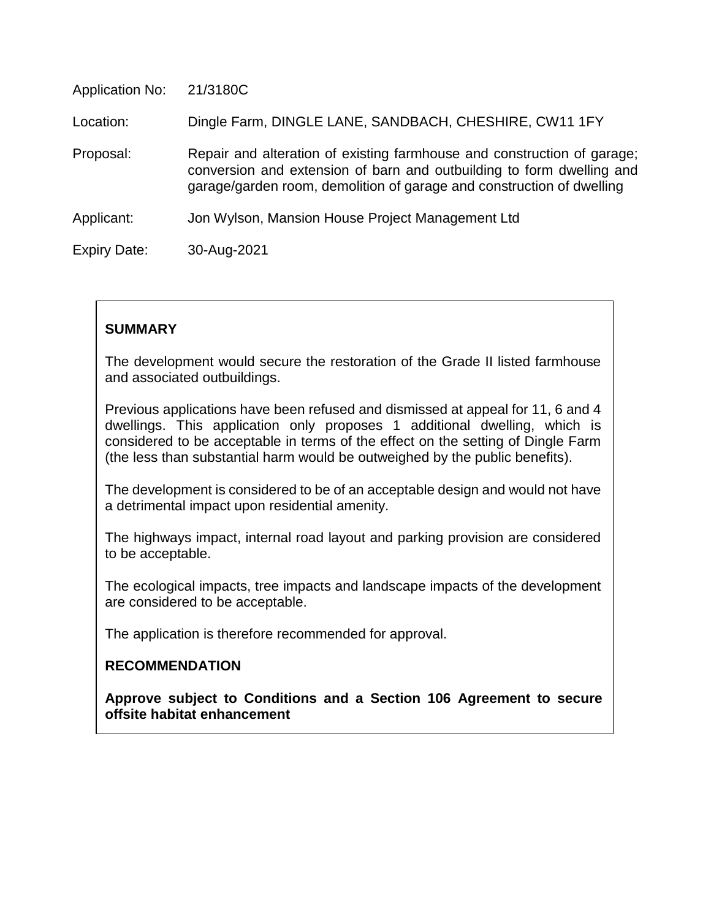Application No: 21/3180C

Location: Dingle Farm, DINGLE LANE, SANDBACH, CHESHIRE, CW11 1FY

Proposal: Repair and alteration of existing farmhouse and construction of garage; conversion and extension of barn and outbuilding to form dwelling and garage/garden room, demolition of garage and construction of dwelling

Applicant: Jon Wylson, Mansion House Project Management Ltd

Expiry Date: 30-Aug-2021

**SUMMARY**

The development would secure the restoration of the Grade II listed farmhouse and associated outbuildings.

Previous applications have been refused and dismissed at appeal for 11, 6 and 4 dwellings. This application only proposes 1 additional dwelling, which is considered to be acceptable in terms of the effect on the setting of Dingle Farm (the less than substantial harm would be outweighed by the public benefits).

The development is considered to be of an acceptable design and would not have a detrimental impact upon residential amenity.

The highways impact, internal road layout and parking provision are considered to be acceptable.

The ecological impacts, tree impacts and landscape impacts of the development are considered to be acceptable.

The application is therefore recommended for approval.

**RECOMMENDATION**

**Approve subject to Conditions and a Section 106 Agreement to secure offsite habitat enhancement**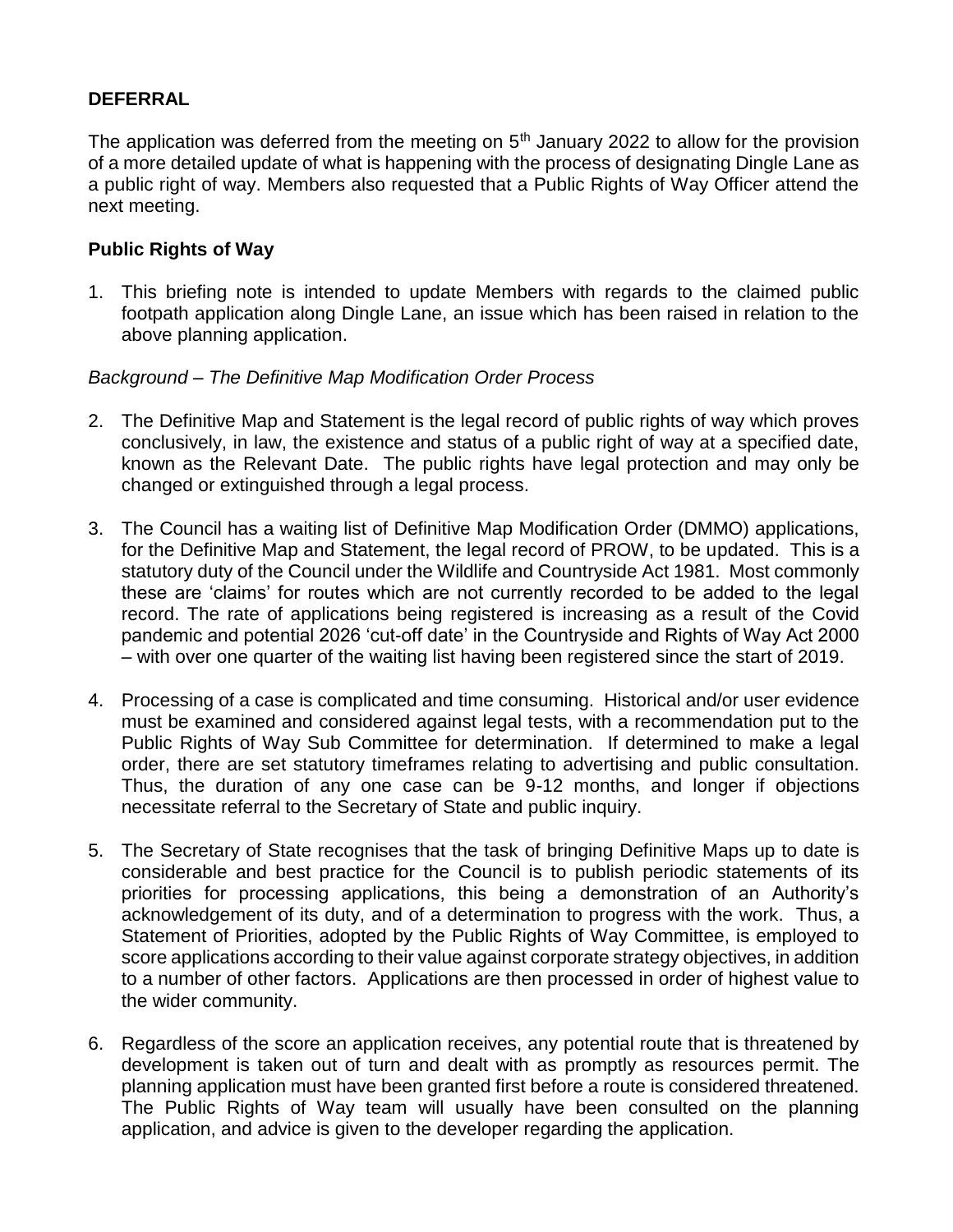## DEFERRAL

The application was deferred from the meeting on 5th January 2022 to allow for the provision of a more detailed update of what is happening with the process of designating Dingle Lane as a public right of way. Members also requested that a Public Rights of Way Officer attend the next meeting.

## Public Rights of Way

1. This briefing note is intended to update Members with regards to the claimed public footpath application along Dingle Lane, an issue which has been raised in relation to the above planning application.

*Background – The Definitive Map Modification Order Process*

2. The Definitive Map and Statement is the legal record of public rights of way which proves conclusively, in law, the existence and status of a public right of way at a specified date, known as the Relevant Date. The public rights have legal protection and may only be changed or extinguished through a legal process.

3. The Council has a waiting list of Definitive Map Modification Order (DMMO) applications, for the Definitive Map and Statement, the legal record of PROW, to be updated. This is a statutory duty of the Council under the Wildlife and Countryside Act 1981. Most commonly these are 'claims' for routes which are not currently recorded to be added to the legal record. The rate of applications being registered is increasing as a result of the Covid pandemic and potential 2026 'cut-off date' in the Countryside and Rights of Way Act 2000 – with over one quarter of the waiting list having been registered since the start of 2019.

4. Processing of a case is complicated and time consuming. Historical and/or user evidence must be examined and considered against legal tests, with a recommendation put to the Public Rights of Way Sub Committee for determination. If determined to make a legal order, there are set statutory timeframes relating to advertising and public consultation. Thus, the duration of any one case can be 9-12 months, and longer if objections necessitate referral to the Secretary of State and public inquiry.

5. The Secretary of State recognises that the task of bringing Definitive Maps up to date is considerable and best practice for the Council is to publish periodic statements of its priorities for processing applications, this being a demonstration of an Authority's acknowledgement of its duty, and of a determination to progress with the work. Thus, a Statement of Priorities, adopted by the Public Rights of Way Committee, is employed to score applications according to their value against corporate strategy objectives, in addition to a number of other factors. Applications are then processed in order of highest value to the wider community.

6. Regardless of the score an application receives, any potential route that is threatened by development is taken out of turn and dealt with as promptly as resources permit. The planning application must have been granted first before a route is considered threatened. The Public Rights of Way team will usually have been consulted on the planning application, and advice is given to the developer regarding the application.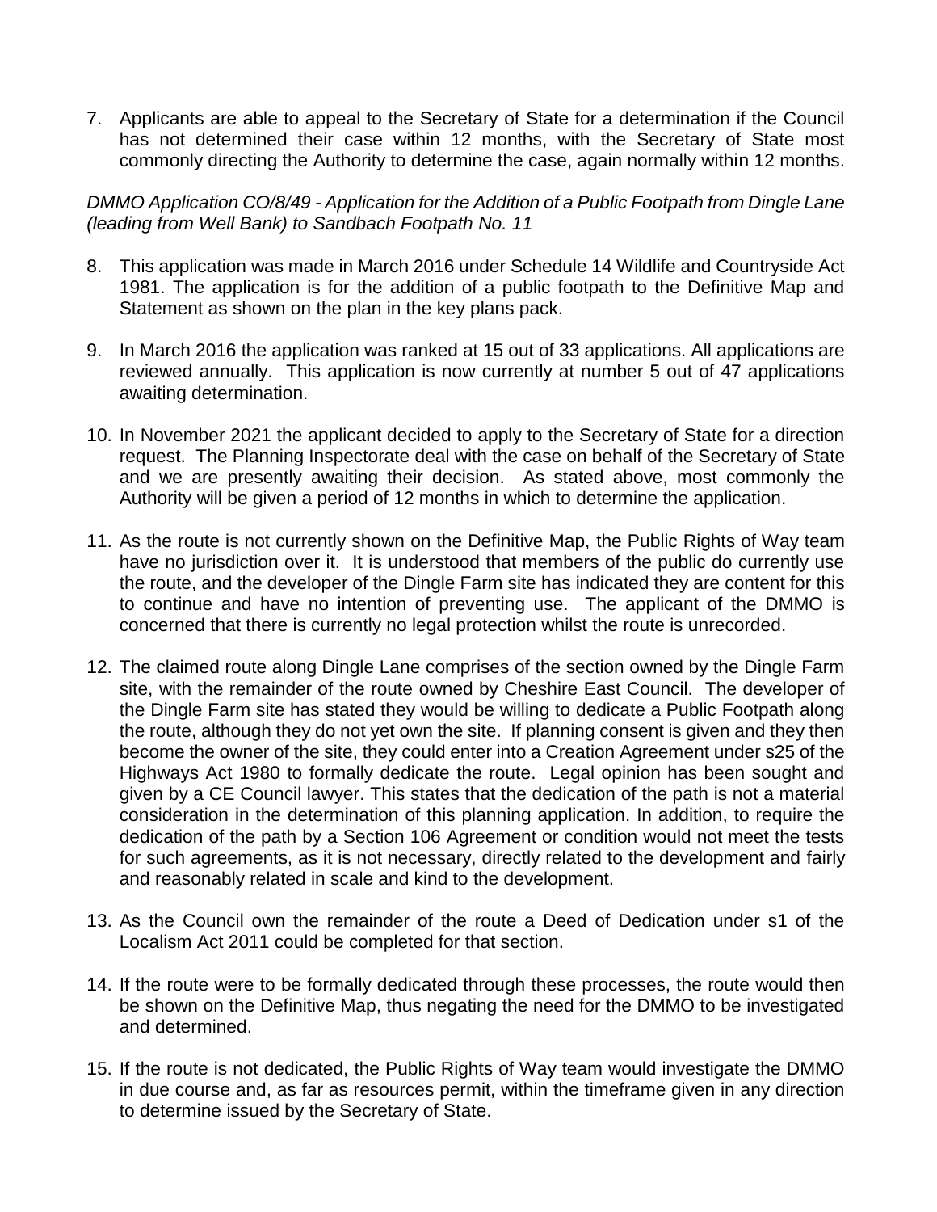7. Applicants are able to appeal to the Secretary of State for a determination if the Council has not determined their case within 12 months, with the Secretary of State most commonly directing the Authority to determine the case, again normally within 12 months.

*DMMO Application CO/8/49 - Application for the Addition of a Public Footpath from Dingle Lane (leading from Well Bank) to Sandbach Footpath No. 11*

8. This application was made in March 2016 under Schedule 14 Wildlife and Countryside Act 1981. The application is for the addition of a public footpath to the Definitive Map and Statement as shown on the plan in the key plans pack.

9. In March 2016 the application was ranked at 15 out of 33 applications. All applications are reviewed annually. This application is now currently at number 5 out of 47 applications awaiting determination.

10. In November 2021 the applicant decided to apply to the Secretary of State for a direction request. The Planning Inspectorate deal with the case on behalf of the Secretary of State and we are presently awaiting their decision. As stated above, most commonly the Authority will be given a period of 12 months in which to determine the application.

11. As the route is not currently shown on the Definitive Map, the Public Rights of Way team have no jurisdiction over it. It is understood that members of the public do currently use the route, and the developer of the Dingle Farm site has indicated they are content for this to continue and have no intention of preventing use. The applicant of the DMMO is concerned that there is currently no legal protection whilst the route is unrecorded.

12. The claimed route along Dingle Lane comprises of the section owned by the Dingle Farm site, with the remainder of the route owned by Cheshire East Council. The developer of the Dingle Farm site has stated they would be willing to dedicate a Public Footpath along the route, although they do not yet own the site. If planning consent is given and they then become the owner of the site, they could enter into a Creation Agreement under s25 of the Highways Act 1980 to formally dedicate the route. Legal opinion has been sought and given by a CE Council lawyer. This states that the dedication of the path is not a material consideration in the determination of this planning application. In addition, to require the dedication of the path by a Section 106 Agreement or condition would not meet the tests for such agreements, as it is not necessary, directly related to the development and fairly and reasonably related in scale and kind to the development.

13. As the Council own the remainder of the route a Deed of Dedication under s1 of the Localism Act 2011 could be completed for that section.

14. If the route were to be formally dedicated through these processes, the route would then be shown on the Definitive Map, thus negating the need for the DMMO to be investigated and determined.

15. If the route is not dedicated, the Public Rights of Way team would investigate the DMMO in due course and, as far as resources permit, within the timeframe given in any direction to determine issued by the Secretary of State.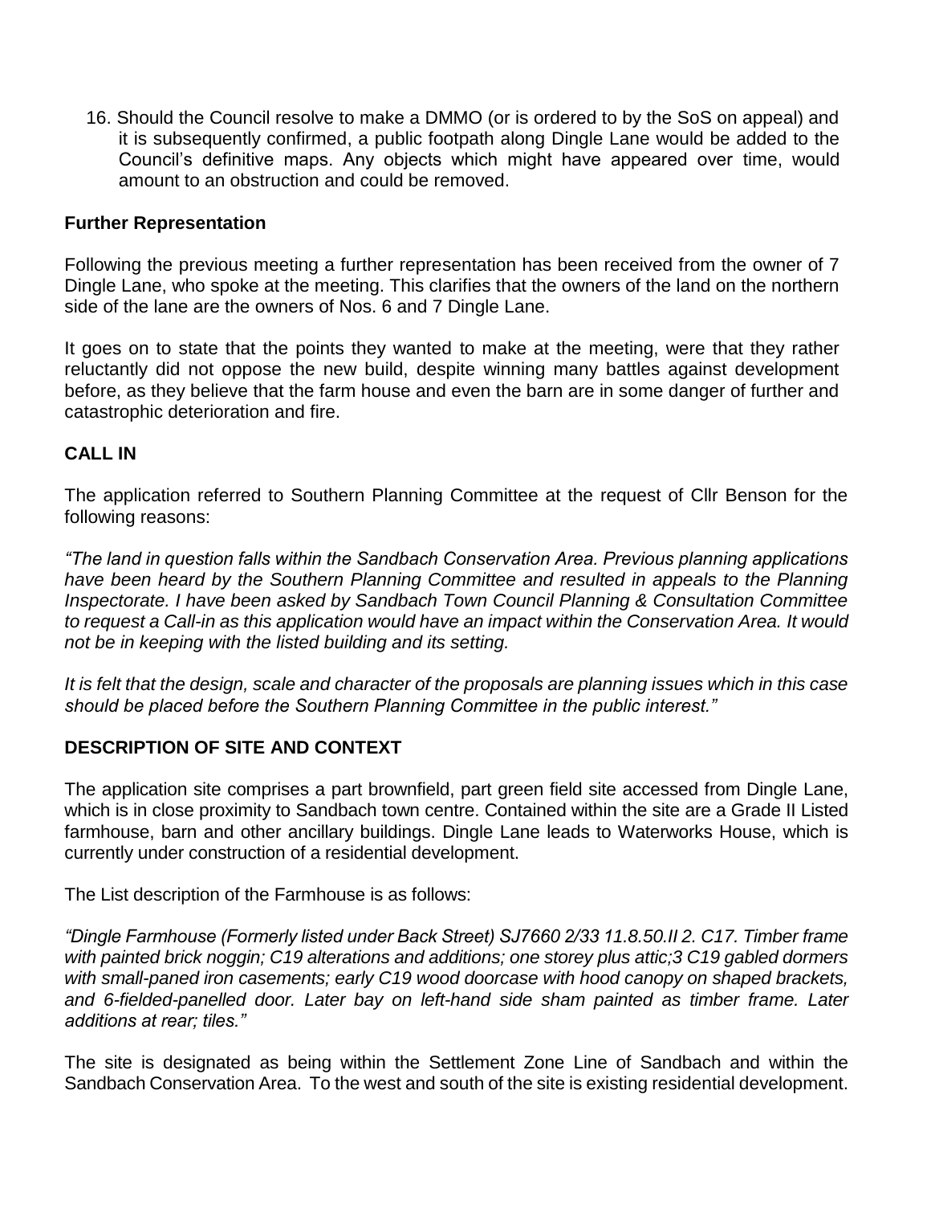16. Should the Council resolve to make a DMMO (or is ordered to by the SoS on appeal) and it is subsequently confirmed, a public footpath along Dingle Lane would be added to the Council's definitive maps. Any objects which might have appeared over time, would amount to an obstruction and could be removed.

**Further Representation**

Following the previous meeting a further representation has been received from the owner of 7 Dingle Lane, who spoke at the meeting. This clarifies that the owners of the land on the northern side of the lane are the owners of Nos. 6 and 7 Dingle Lane.

It goes on to state that the points they wanted to make at the meeting, were that they rather reluctantly did not oppose the new build, despite winning many battles against development before, as they believe that the farm house and even the barn are in some danger of further and catastrophic deterioration and fire.

## CALL IN

The application referred to Southern Planning Committee at the request of Cllr Benson for the following reasons:

*"The land in question falls within the Sandbach Conservation Area. Previous planning applications have been heard by the Southern Planning Committee and resulted in appeals to the Planning Inspectorate. I have been asked by Sandbach Town Council Planning & Consultation Committee to request a Call-in as this application would have an impact within the Conservation Area. It would not be in keeping with the listed building and its setting.*

*It is felt that the design, scale and character of the proposals are planning issues which in this case should be placed before the Southern Planning Committee in the public interest."*

## DESCRIPTION OF SITE AND CONTEXT

The application site comprises a part brownfield, part green field site accessed from Dingle Lane, which is in close proximity to Sandbach town centre. Contained within the site are a Grade II Listed farmhouse, barn and other ancillary buildings. Dingle Lane leads to Waterworks House, which is currently under construction of a residential development.

The List description of the Farmhouse is as follows:

*"Dingle Farmhouse (Formerly listed under Back Street) SJ7660 2/33 11.8.50.II 2. C17. Timber frame with painted brick noggin; C19 alterations and additions; one storey plus attic;3 C19 gabled dormers with small-paned iron casements; early C19 wood doorcase with hood canopy on shaped brackets, and 6-fielded-panelled door. Later bay on left-hand side sham painted as timber frame. Later additions at rear; tiles."*

The site is designated as being within the Settlement Zone Line of Sandbach and within the Sandbach Conservation Area. To the west and south of the site is existing residential development.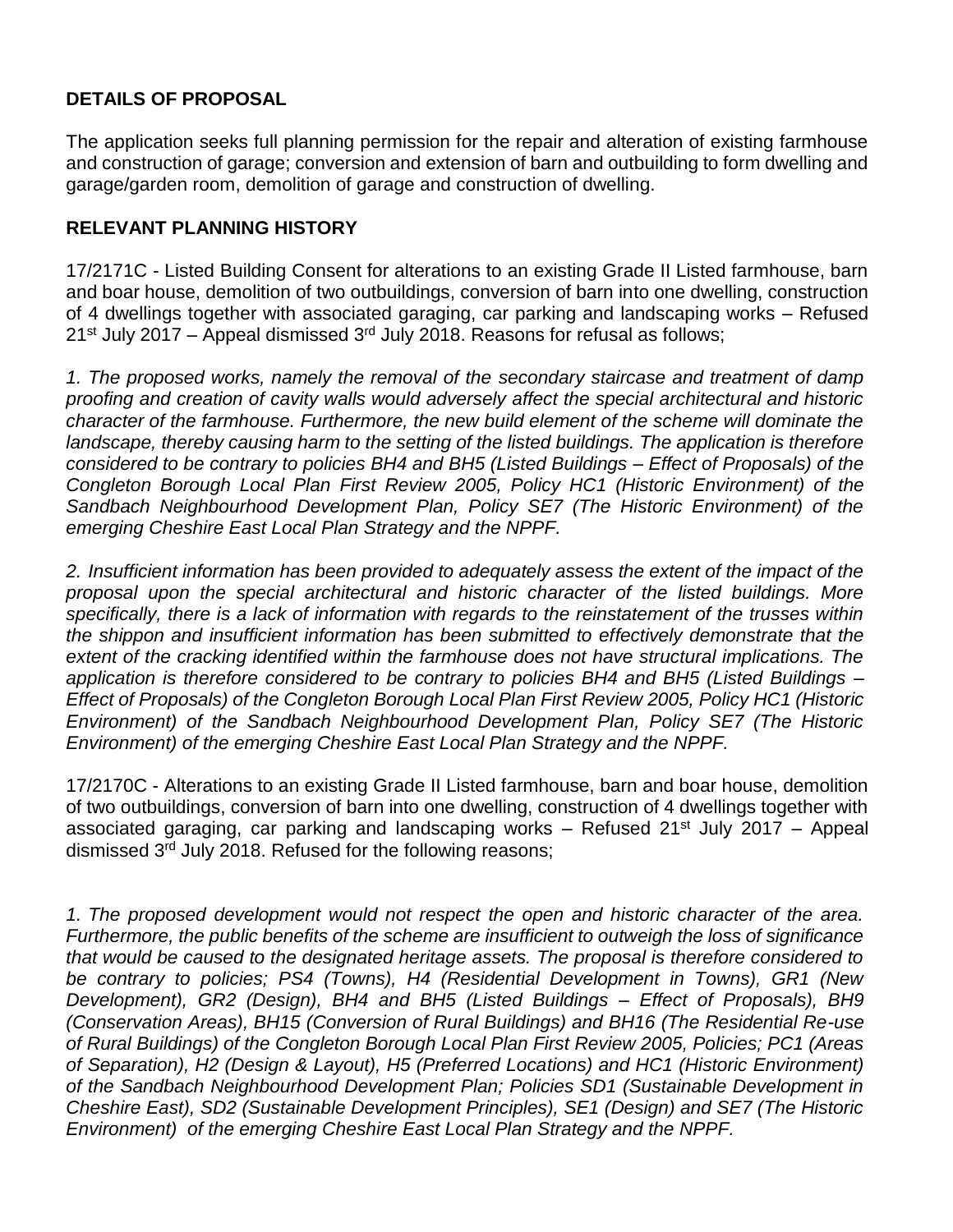## DETAILS OF PROPOSAL

The application seeks full planning permission for the repair and alteration of existing farmhouse and construction of garage; conversion and extension of barn and outbuilding to form dwelling and garage/garden room, demolition of garage and construction of dwelling.

## RELEVANT PLANNING HISTORY

17/2171C - Listed Building Consent for alterations to an existing Grade II Listed farmhouse, barn and boar house, demolition of two outbuildings, conversion of barn into one dwelling, construction of 4 dwellings together with associated garaging, car parking and landscaping works – Refused 21st July 2017 – Appeal dismissed 3rd July 2018. Reasons for refusal as follows;

*1. The proposed works, namely the removal of the secondary staircase and treatment of damp proofing and creation of cavity walls would adversely affect the special architectural and historic character of the farmhouse. Furthermore, the new build element of the scheme will dominate the landscape, thereby causing harm to the setting of the listed buildings. The application is therefore considered to be contrary to policies BH4 and BH5 (Listed Buildings – Effect of Proposals) of the Congleton Borough Local Plan First Review 2005, Policy HC1 (Historic Environment) of the Sandbach Neighbourhood Development Plan, Policy SE7 (The Historic Environment) of the emerging Cheshire East Local Plan Strategy and the NPPF.*

*2. Insufficient information has been provided to adequately assess the extent of the impact of the proposal upon the special architectural and historic character of the listed buildings. More specifically, there is a lack of information with regards to the reinstatement of the trusses within the shippon and insufficient information has been submitted to effectively demonstrate that the extent of the cracking identified within the farmhouse does not have structural implications. The application is therefore considered to be contrary to policies BH4 and BH5 (Listed Buildings – Effect of Proposals) of the Congleton Borough Local Plan First Review 2005, Policy HC1 (Historic Environment) of the Sandbach Neighbourhood Development Plan, Policy SE7 (The Historic Environment) of the emerging Cheshire East Local Plan Strategy and the NPPF.*

17/2170C - Alterations to an existing Grade II Listed farmhouse, barn and boar house, demolition of two outbuildings, conversion of barn into one dwelling, construction of 4 dwellings together with associated garaging, car parking and landscaping works – Refused 21st July 2017 – Appeal dismissed 3rd July 2018. Refused for the following reasons;

*1. The proposed development would not respect the open and historic character of the area. Furthermore, the public benefits of the scheme are insufficient to outweigh the loss of significance that would be caused to the designated heritage assets. The proposal is therefore considered to be contrary to policies; PS4 (Towns), H4 (Residential Development in Towns), GR1 (New Development), GR2 (Design), BH4 and BH5 (Listed Buildings – Effect of Proposals), BH9 (Conservation Areas), BH15 (Conversion of Rural Buildings) and BH16 (The Residential Re-use of Rural Buildings) of the Congleton Borough Local Plan First Review 2005, Policies; PC1 (Areas of Separation), H2 (Design & Layout), H5 (Preferred Locations) and HC1 (Historic Environment) of the Sandbach Neighbourhood Development Plan; Policies SD1 (Sustainable Development in Cheshire East), SD2 (Sustainable Development Principles), SE1 (Design) and SE7 (The Historic Environment) of the emerging Cheshire East Local Plan Strategy and the NPPF.*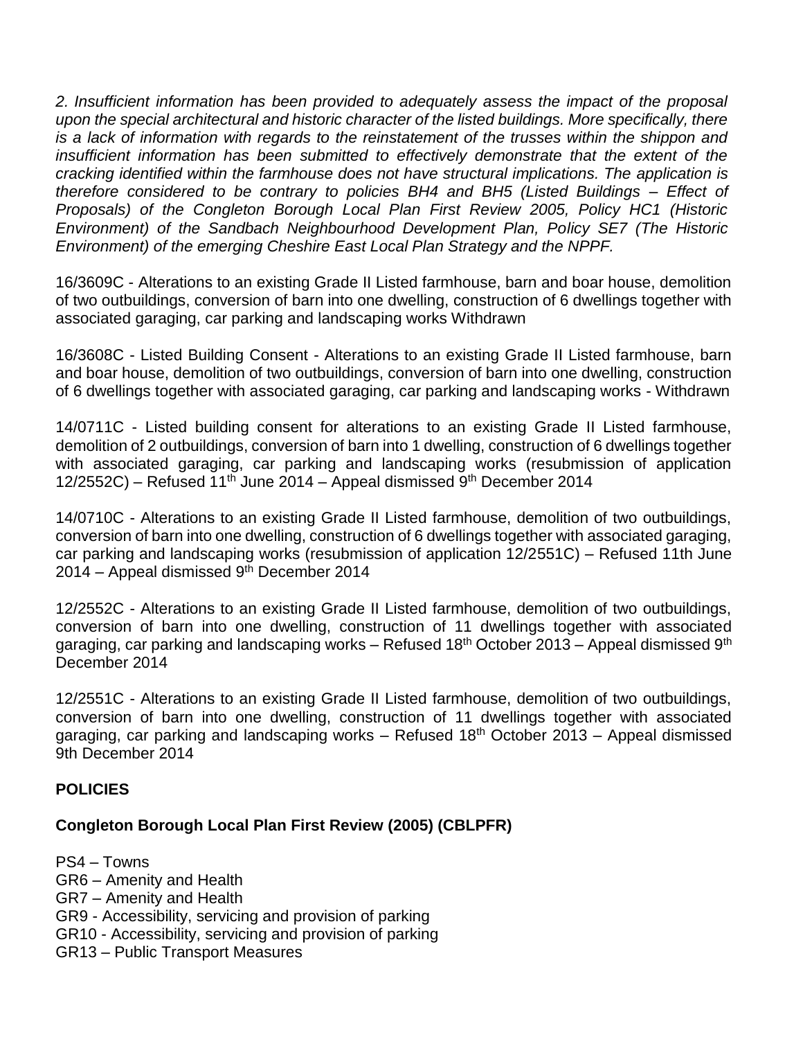*2. Insufficient information has been provided to adequately assess the impact of the proposal upon the special architectural and historic character of the listed buildings. More specifically, there is a lack of information with regards to the reinstatement of the trusses within the shippon and insufficient information has been submitted to effectively demonstrate that the extent of the cracking identified within the farmhouse does not have structural implications. The application is therefore considered to be contrary to policies BH4 and BH5 (Listed Buildings – Effect of Proposals) of the Congleton Borough Local Plan First Review 2005, Policy HC1 (Historic Environment) of the Sandbach Neighbourhood Development Plan, Policy SE7 (The Historic Environment) of the emerging Cheshire East Local Plan Strategy and the NPPF.*

16/3609C - Alterations to an existing Grade II Listed farmhouse, barn and boar house, demolition of two outbuildings, conversion of barn into one dwelling, construction of 6 dwellings together with associated garaging, car parking and landscaping works Withdrawn

16/3608C - Listed Building Consent - Alterations to an existing Grade II Listed farmhouse, barn and boar house, demolition of two outbuildings, conversion of barn into one dwelling, construction of 6 dwellings together with associated garaging, car parking and landscaping works - Withdrawn

14/0711C - Listed building consent for alterations to an existing Grade II Listed farmhouse, demolition of 2 outbuildings, conversion of barn into 1 dwelling, construction of 6 dwellings together with associated garaging, car parking and landscaping works (resubmission of application 12/2552C) – Refused 11th June 2014 – Appeal dismissed 9th December 2014

14/0710C - Alterations to an existing Grade II Listed farmhouse, demolition of two outbuildings, conversion of barn into one dwelling, construction of 6 dwellings together with associated garaging, car parking and landscaping works (resubmission of application 12/2551C) – Refused 11th June 2014 – Appeal dismissed 9th December 2014

12/2552C - Alterations to an existing Grade II Listed farmhouse, demolition of two outbuildings, conversion of barn into one dwelling, construction of 11 dwellings together with associated garaging, car parking and landscaping works – Refused 18th October 2013 – Appeal dismissed 9th December 2014

12/2551C - Alterations to an existing Grade II Listed farmhouse, demolition of two outbuildings, conversion of barn into one dwelling, construction of 11 dwellings together with associated garaging, car parking and landscaping works – Refused 18th October 2013 – Appeal dismissed 9th December 2014

**POLICIES**

**Congleton Borough Local Plan First Review (2005) (CBLPFR)**

PS4 – Towns
GR6 – Amenity and Health
GR7 – Amenity and Health
GR9 - Accessibility, servicing and provision of parking
GR10 - Accessibility, servicing and provision of parking
GR13 – Public Transport Measures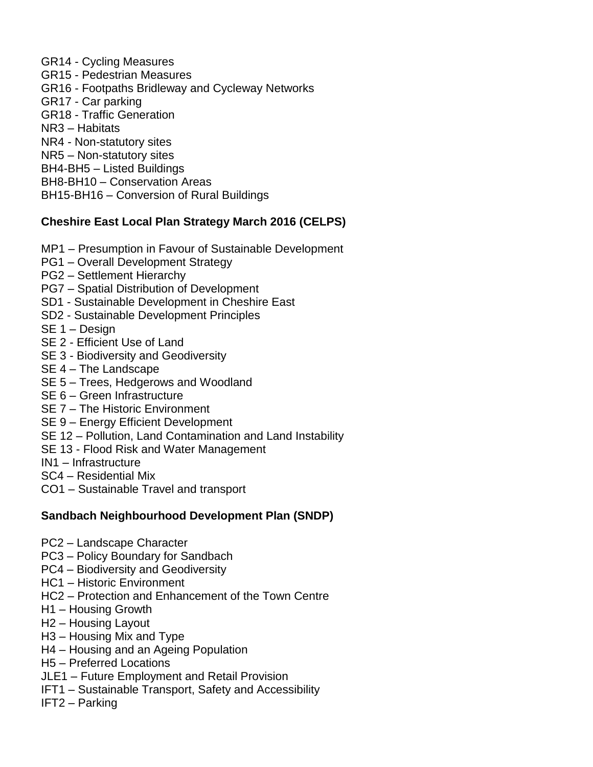GR14 - Cycling Measures
GR15 - Pedestrian Measures
GR16 - Footpaths Bridleway and Cycleway Networks
GR17 - Car parking
GR18 - Traffic Generation
NR3 – Habitats
NR4 - Non-statutory sites
NR5 – Non-statutory sites
BH4-BH5 – Listed Buildings
BH8-BH10 – Conservation Areas
BH15-BH16 – Conversion of Rural Buildings

**Cheshire East Local Plan Strategy March 2016 (CELPS)**

MP1 – Presumption in Favour of Sustainable Development
PG1 – Overall Development Strategy
PG2 – Settlement Hierarchy
PG7 – Spatial Distribution of Development
SD1 - Sustainable Development in Cheshire East
SD2 - Sustainable Development Principles
SE 1 – Design
SE 2 - Efficient Use of Land
SE 3 - Biodiversity and Geodiversity
SE 4 – The Landscape
SE 5 – Trees, Hedgerows and Woodland
SE 6 – Green Infrastructure
SE 7 – The Historic Environment
SE 9 – Energy Efficient Development
SE 12 – Pollution, Land Contamination and Land Instability
SE 13 - Flood Risk and Water Management
IN1 – Infrastructure
SC4 – Residential Mix
CO1 – Sustainable Travel and transport

**Sandbach Neighbourhood Development Plan (SNDP)**

PC2 – Landscape Character
PC3 – Policy Boundary for Sandbach
PC4 – Biodiversity and Geodiversity
HC1 – Historic Environment
HC2 – Protection and Enhancement of the Town Centre
H1 – Housing Growth
H2 – Housing Layout
H3 – Housing Mix and Type
H4 – Housing and an Ageing Population
H5 – Preferred Locations
JLE1 – Future Employment and Retail Provision
IFT1 – Sustainable Transport, Safety and Accessibility
IFT2 – Parking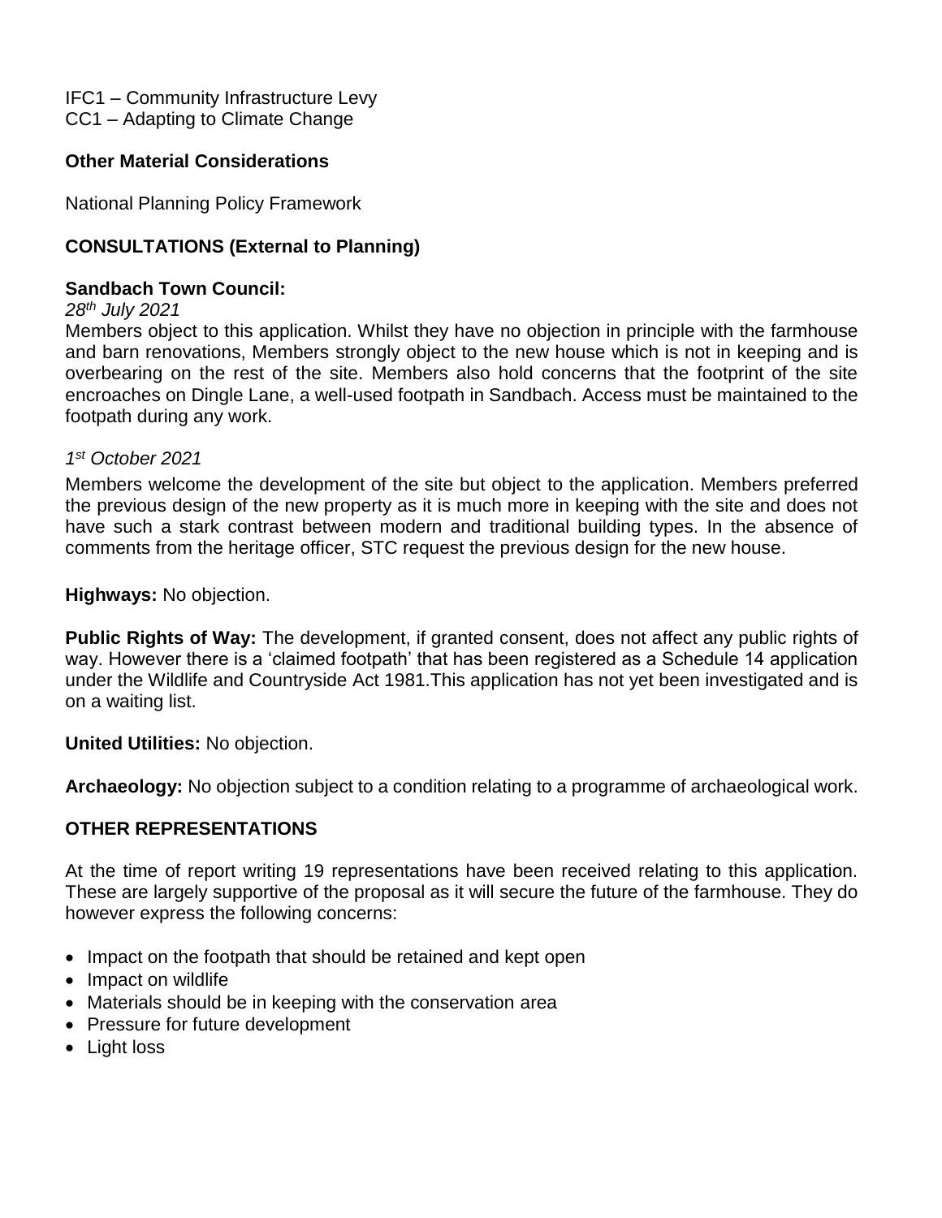IFC1 – Community Infrastructure Levy
CC1 – Adapting to Climate Change

**Other Material Considerations**

National Planning Policy Framework

**CONSULTATIONS (External to Planning)**

**Sandbach Town Council:**
*28th July 2021*
Members object to this application. Whilst they have no objection in principle with the farmhouse and barn renovations, Members strongly object to the new house which is not in keeping and is overbearing on the rest of the site. Members also hold concerns that the footprint of the site encroaches on Dingle Lane, a well-used footpath in Sandbach. Access must be maintained to the footpath during any work.

*1st October 2021*
Members welcome the development of the site but object to the application. Members preferred the previous design of the new property as it is much more in keeping with the site and does not have such a stark contrast between modern and traditional building types. In the absence of comments from the heritage officer, STC request the previous design for the new house.

**Highways:** No objection.

**Public Rights of Way:** The development, if granted consent, does not affect any public rights of way. However there is a 'claimed footpath' that has been registered as a Schedule 14 application under the Wildlife and Countryside Act 1981.This application has not yet been investigated and is on a waiting list.

**United Utilities:** No objection.

**Archaeology:** No objection subject to a condition relating to a programme of archaeological work.

**OTHER REPRESENTATIONS**

At the time of report writing 19 representations have been received relating to this application. These are largely supportive of the proposal as it will secure the future of the farmhouse. They do however express the following concerns:

- Impact on the footpath that should be retained and kept open
- Impact on wildlife
- Materials should be in keeping with the conservation area
- Pressure for future development
- Light loss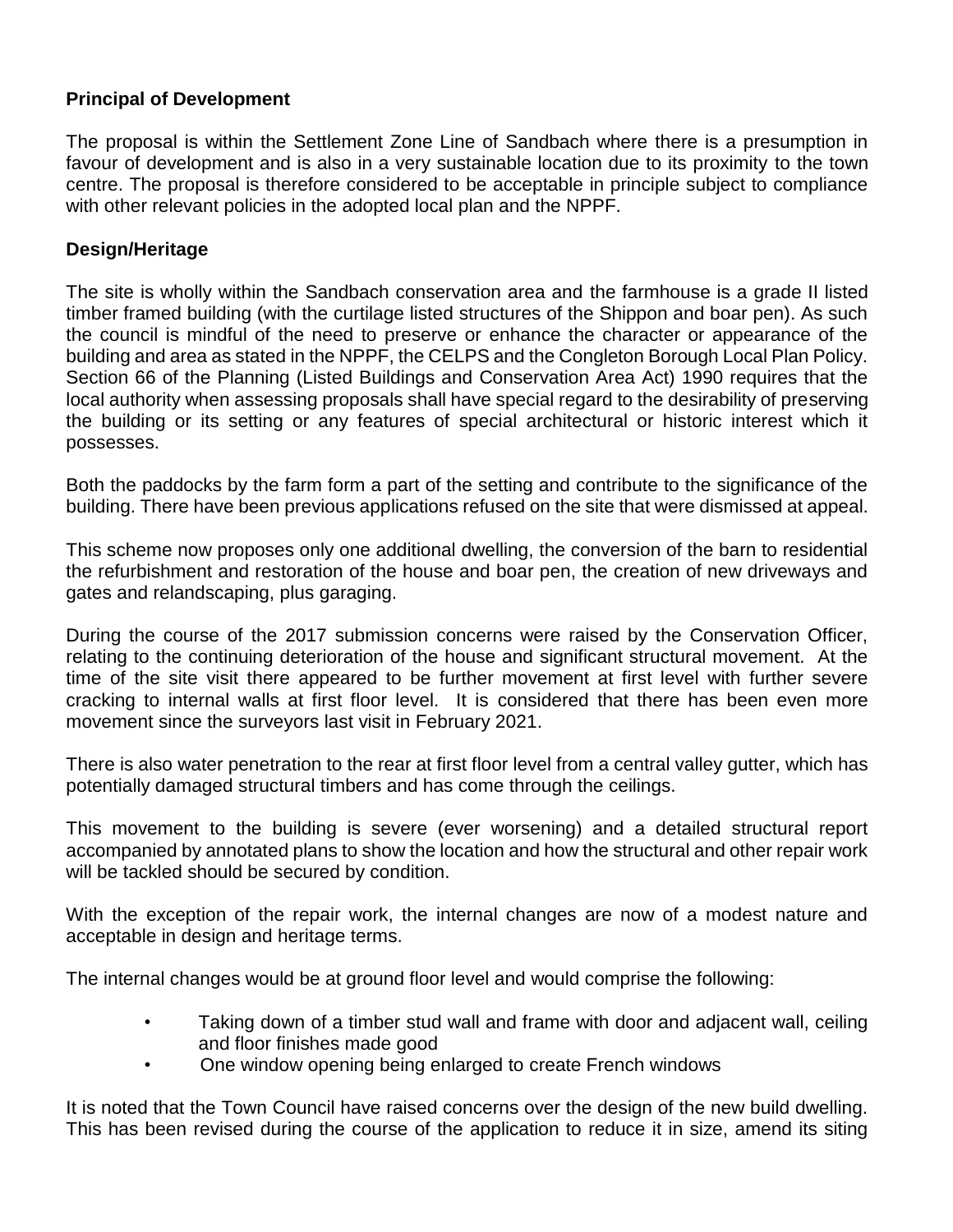**Principal of Development**

The proposal is within the Settlement Zone Line of Sandbach where there is a presumption in favour of development and is also in a very sustainable location due to its proximity to the town centre. The proposal is therefore considered to be acceptable in principle subject to compliance with other relevant policies in the adopted local plan and the NPPF.

**Design/Heritage**

The site is wholly within the Sandbach conservation area and the farmhouse is a grade II listed timber framed building (with the curtilage listed structures of the Shippon and boar pen). As such the council is mindful of the need to preserve or enhance the character or appearance of the building and area as stated in the NPPF, the CELPS and the Congleton Borough Local Plan Policy. Section 66 of the Planning (Listed Buildings and Conservation Area Act) 1990 requires that the local authority when assessing proposals shall have special regard to the desirability of preserving the building or its setting or any features of special architectural or historic interest which it possesses.

Both the paddocks by the farm form a part of the setting and contribute to the significance of the building. There have been previous applications refused on the site that were dismissed at appeal.

This scheme now proposes only one additional dwelling, the conversion of the barn to residential the refurbishment and restoration of the house and boar pen, the creation of new driveways and gates and relandscaping, plus garaging.

During the course of the 2017 submission concerns were raised by the Conservation Officer, relating to the continuing deterioration of the house and significant structural movement. At the time of the site visit there appeared to be further movement at first level with further severe cracking to internal walls at first floor level. It is considered that there has been even more movement since the surveyors last visit in February 2021.

There is also water penetration to the rear at first floor level from a central valley gutter, which has potentially damaged structural timbers and has come through the ceilings.

This movement to the building is severe (ever worsening) and a detailed structural report accompanied by annotated plans to show the location and how the structural and other repair work will be tackled should be secured by condition.

With the exception of the repair work, the internal changes are now of a modest nature and acceptable in design and heritage terms.

The internal changes would be at ground floor level and would comprise the following:

- Taking down of a timber stud wall and frame with door and adjacent wall, ceiling and floor finishes made good
- One window opening being enlarged to create French windows

It is noted that the Town Council have raised concerns over the design of the new build dwelling. This has been revised during the course of the application to reduce it in size, amend its siting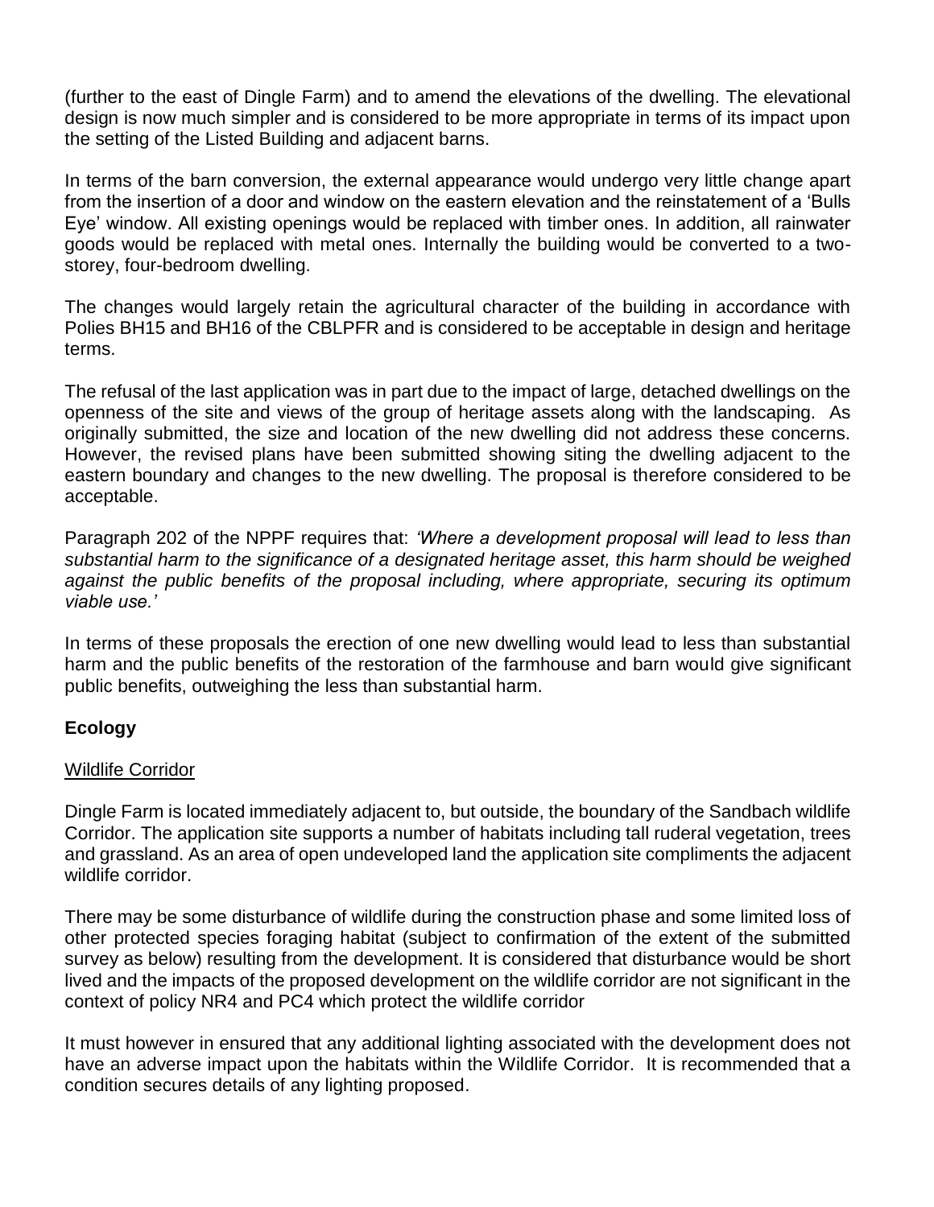(further to the east of Dingle Farm) and to amend the elevations of the dwelling. The elevational design is now much simpler and is considered to be more appropriate in terms of its impact upon the setting of the Listed Building and adjacent barns.

In terms of the barn conversion, the external appearance would undergo very little change apart from the insertion of a door and window on the eastern elevation and the reinstatement of a 'Bulls Eye' window. All existing openings would be replaced with timber ones. In addition, all rainwater goods would be replaced with metal ones. Internally the building would be converted to a two-storey, four-bedroom dwelling.

The changes would largely retain the agricultural character of the building in accordance with Polies BH15 and BH16 of the CBLPFR and is considered to be acceptable in design and heritage terms.

The refusal of the last application was in part due to the impact of large, detached dwellings on the openness of the site and views of the group of heritage assets along with the landscaping. As originally submitted, the size and location of the new dwelling did not address these concerns. However, the revised plans have been submitted showing siting the dwelling adjacent to the eastern boundary and changes to the new dwelling. The proposal is therefore considered to be acceptable.

Paragraph 202 of the NPPF requires that: *'Where a development proposal will lead to less than substantial harm to the significance of a designated heritage asset, this harm should be weighed against the public benefits of the proposal including, where appropriate, securing its optimum viable use.'*

In terms of these proposals the erection of one new dwelling would lead to less than substantial harm and the public benefits of the restoration of the farmhouse and barn would give significant public benefits, outweighing the less than substantial harm.

## Ecology

### Wildlife Corridor

Dingle Farm is located immediately adjacent to, but outside, the boundary of the Sandbach wildlife Corridor. The application site supports a number of habitats including tall ruderal vegetation, trees and grassland. As an area of open undeveloped land the application site compliments the adjacent wildlife corridor.

There may be some disturbance of wildlife during the construction phase and some limited loss of other protected species foraging habitat (subject to confirmation of the extent of the submitted survey as below) resulting from the development. It is considered that disturbance would be short lived and the impacts of the proposed development on the wildlife corridor are not significant in the context of policy NR4 and PC4 which protect the wildlife corridor

It must however in ensured that any additional lighting associated with the development does not have an adverse impact upon the habitats within the Wildlife Corridor. It is recommended that a condition secures details of any lighting proposed.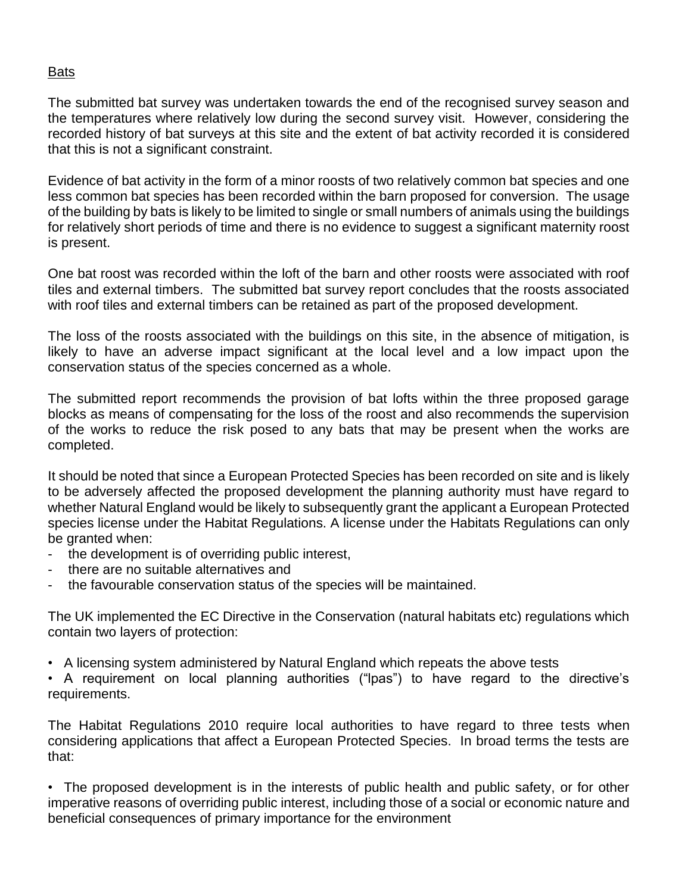Bats

The submitted bat survey was undertaken towards the end of the recognised survey season and the temperatures where relatively low during the second survey visit. However, considering the recorded history of bat surveys at this site and the extent of bat activity recorded it is considered that this is not a significant constraint.

Evidence of bat activity in the form of a minor roosts of two relatively common bat species and one less common bat species has been recorded within the barn proposed for conversion. The usage of the building by bats is likely to be limited to single or small numbers of animals using the buildings for relatively short periods of time and there is no evidence to suggest a significant maternity roost is present.

One bat roost was recorded within the loft of the barn and other roosts were associated with roof tiles and external timbers. The submitted bat survey report concludes that the roosts associated with roof tiles and external timbers can be retained as part of the proposed development.

The loss of the roosts associated with the buildings on this site, in the absence of mitigation, is likely to have an adverse impact significant at the local level and a low impact upon the conservation status of the species concerned as a whole.

The submitted report recommends the provision of bat lofts within the three proposed garage blocks as means of compensating for the loss of the roost and also recommends the supervision of the works to reduce the risk posed to any bats that may be present when the works are completed.

It should be noted that since a European Protected Species has been recorded on site and is likely to be adversely affected the proposed development the planning authority must have regard to whether Natural England would be likely to subsequently grant the applicant a European Protected species license under the Habitat Regulations. A license under the Habitats Regulations can only be granted when:

- the development is of overriding public interest,
- there are no suitable alternatives and
- the favourable conservation status of the species will be maintained.

The UK implemented the EC Directive in the Conservation (natural habitats etc) regulations which contain two layers of protection:

- A licensing system administered by Natural England which repeats the above tests
- A requirement on local planning authorities ("lpas") to have regard to the directive's requirements.

The Habitat Regulations 2010 require local authorities to have regard to three tests when considering applications that affect a European Protected Species. In broad terms the tests are that:

- The proposed development is in the interests of public health and public safety, or for other imperative reasons of overriding public interest, including those of a social or economic nature and beneficial consequences of primary importance for the environment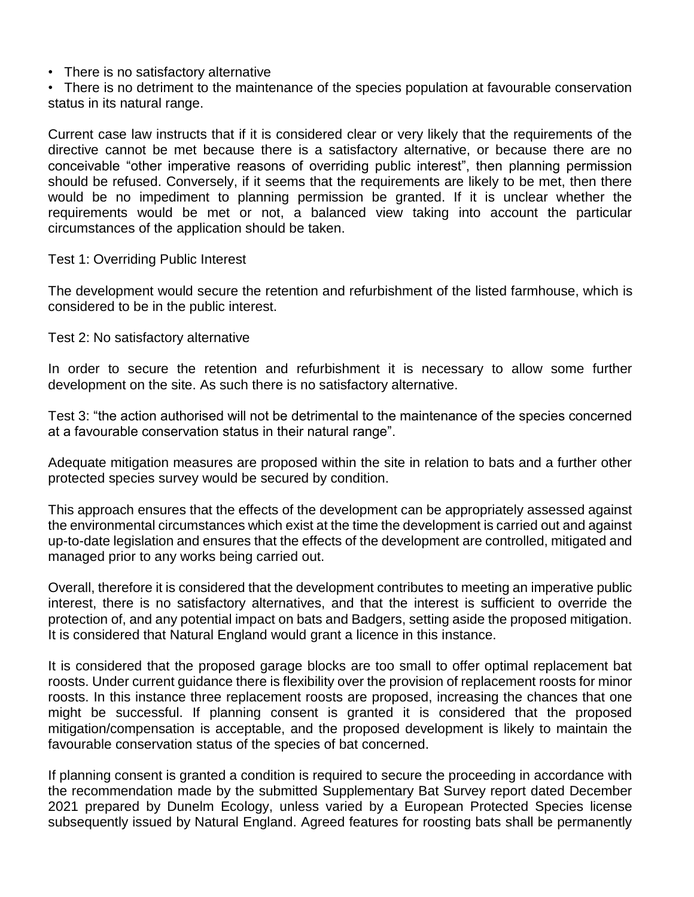- There is no satisfactory alternative
- There is no detriment to the maintenance of the species population at favourable conservation status in its natural range.

Current case law instructs that if it is considered clear or very likely that the requirements of the directive cannot be met because there is a satisfactory alternative, or because there are no conceivable "other imperative reasons of overriding public interest", then planning permission should be refused. Conversely, if it seems that the requirements are likely to be met, then there would be no impediment to planning permission be granted. If it is unclear whether the requirements would be met or not, a balanced view taking into account the particular circumstances of the application should be taken.

Test 1: Overriding Public Interest

The development would secure the retention and refurbishment of the listed farmhouse, which is considered to be in the public interest.

Test 2: No satisfactory alternative

In order to secure the retention and refurbishment it is necessary to allow some further development on the site. As such there is no satisfactory alternative.

Test 3: "the action authorised will not be detrimental to the maintenance of the species concerned at a favourable conservation status in their natural range".

Adequate mitigation measures are proposed within the site in relation to bats and a further other protected species survey would be secured by condition.

This approach ensures that the effects of the development can be appropriately assessed against the environmental circumstances which exist at the time the development is carried out and against up-to-date legislation and ensures that the effects of the development are controlled, mitigated and managed prior to any works being carried out.

Overall, therefore it is considered that the development contributes to meeting an imperative public interest, there is no satisfactory alternatives, and that the interest is sufficient to override the protection of, and any potential impact on bats and Badgers, setting aside the proposed mitigation. It is considered that Natural England would grant a licence in this instance.

It is considered that the proposed garage blocks are too small to offer optimal replacement bat roosts. Under current guidance there is flexibility over the provision of replacement roosts for minor roosts. In this instance three replacement roosts are proposed, increasing the chances that one might be successful. If planning consent is granted it is considered that the proposed mitigation/compensation is acceptable, and the proposed development is likely to maintain the favourable conservation status of the species of bat concerned.

If planning consent is granted a condition is required to secure the proceeding in accordance with the recommendation made by the submitted Supplementary Bat Survey report dated December 2021 prepared by Dunelm Ecology, unless varied by a European Protected Species license subsequently issued by Natural England. Agreed features for roosting bats shall be permanently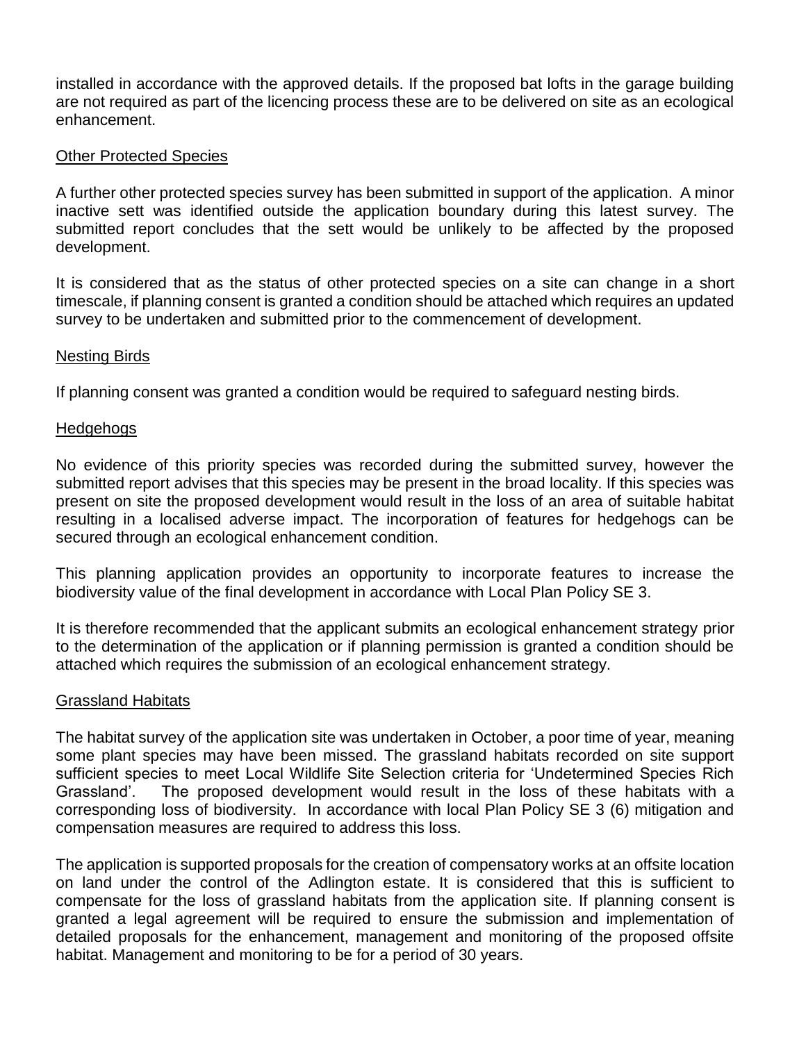installed in accordance with the approved details. If the proposed bat lofts in the garage building are not required as part of the licencing process these are to be delivered on site as an ecological enhancement.

Other Protected Species

A further other protected species survey has been submitted in support of the application. A minor inactive sett was identified outside the application boundary during this latest survey. The submitted report concludes that the sett would be unlikely to be affected by the proposed development.

It is considered that as the status of other protected species on a site can change in a short timescale, if planning consent is granted a condition should be attached which requires an updated survey to be undertaken and submitted prior to the commencement of development.

Nesting Birds

If planning consent was granted a condition would be required to safeguard nesting birds.

Hedgehogs

No evidence of this priority species was recorded during the submitted survey, however the submitted report advises that this species may be present in the broad locality. If this species was present on site the proposed development would result in the loss of an area of suitable habitat resulting in a localised adverse impact. The incorporation of features for hedgehogs can be secured through an ecological enhancement condition.

This planning application provides an opportunity to incorporate features to increase the biodiversity value of the final development in accordance with Local Plan Policy SE 3.

It is therefore recommended that the applicant submits an ecological enhancement strategy prior to the determination of the application or if planning permission is granted a condition should be attached which requires the submission of an ecological enhancement strategy.

Grassland Habitats

The habitat survey of the application site was undertaken in October, a poor time of year, meaning some plant species may have been missed. The grassland habitats recorded on site support sufficient species to meet Local Wildlife Site Selection criteria for 'Undetermined Species Rich Grassland'. The proposed development would result in the loss of these habitats with a corresponding loss of biodiversity. In accordance with local Plan Policy SE 3 (6) mitigation and compensation measures are required to address this loss.

The application is supported proposals for the creation of compensatory works at an offsite location on land under the control of the Adlington estate. It is considered that this is sufficient to compensate for the loss of grassland habitats from the application site. If planning consent is granted a legal agreement will be required to ensure the submission and implementation of detailed proposals for the enhancement, management and monitoring of the proposed offsite habitat. Management and monitoring to be for a period of 30 years.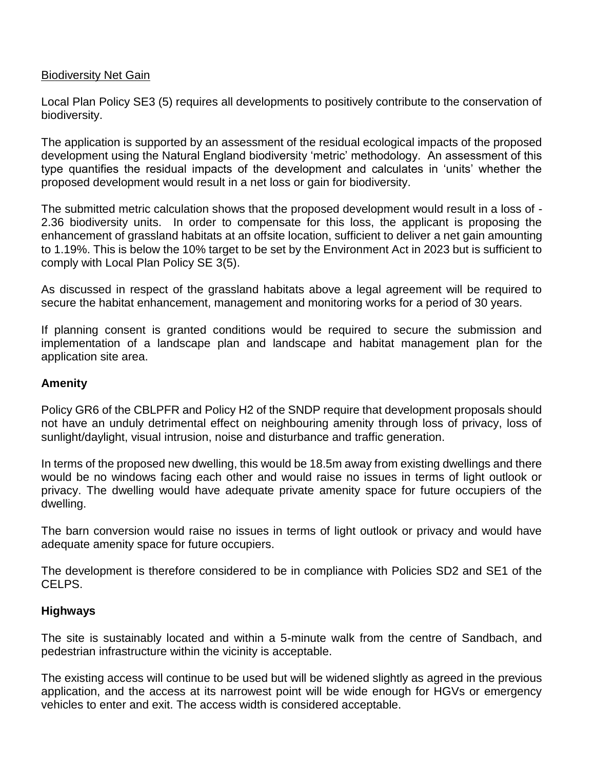Biodiversity Net Gain

Local Plan Policy SE3 (5) requires all developments to positively contribute to the conservation of biodiversity.

The application is supported by an assessment of the residual ecological impacts of the proposed development using the Natural England biodiversity 'metric' methodology. An assessment of this type quantifies the residual impacts of the development and calculates in 'units' whether the proposed development would result in a net loss or gain for biodiversity.

The submitted metric calculation shows that the proposed development would result in a loss of -2.36 biodiversity units. In order to compensate for this loss, the applicant is proposing the enhancement of grassland habitats at an offsite location, sufficient to deliver a net gain amounting to 1.19%. This is below the 10% target to be set by the Environment Act in 2023 but is sufficient to comply with Local Plan Policy SE 3(5).

As discussed in respect of the grassland habitats above a legal agreement will be required to secure the habitat enhancement, management and monitoring works for a period of 30 years.

If planning consent is granted conditions would be required to secure the submission and implementation of a landscape plan and landscape and habitat management plan for the application site area.

**Amenity**

Policy GR6 of the CBLPFR and Policy H2 of the SNDP require that development proposals should not have an unduly detrimental effect on neighbouring amenity through loss of privacy, loss of sunlight/daylight, visual intrusion, noise and disturbance and traffic generation.

In terms of the proposed new dwelling, this would be 18.5m away from existing dwellings and there would be no windows facing each other and would raise no issues in terms of light outlook or privacy. The dwelling would have adequate private amenity space for future occupiers of the dwelling.

The barn conversion would raise no issues in terms of light outlook or privacy and would have adequate amenity space for future occupiers.

The development is therefore considered to be in compliance with Policies SD2 and SE1 of the CELPS.

**Highways**

The site is sustainably located and within a 5-minute walk from the centre of Sandbach, and pedestrian infrastructure within the vicinity is acceptable.

The existing access will continue to be used but will be widened slightly as agreed in the previous application, and the access at its narrowest point will be wide enough for HGVs or emergency vehicles to enter and exit. The access width is considered acceptable.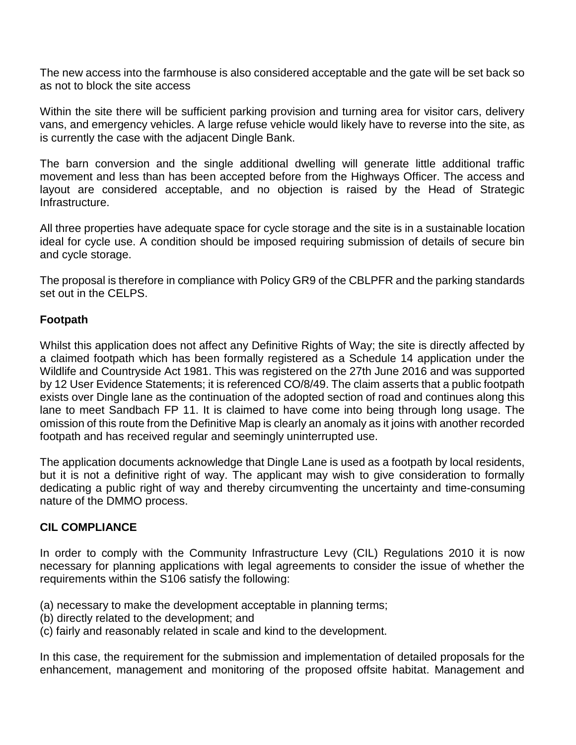The new access into the farmhouse is also considered acceptable and the gate will be set back so as not to block the site access

Within the site there will be sufficient parking provision and turning area for visitor cars, delivery vans, and emergency vehicles. A large refuse vehicle would likely have to reverse into the site, as is currently the case with the adjacent Dingle Bank.

The barn conversion and the single additional dwelling will generate little additional traffic movement and less than has been accepted before from the Highways Officer. The access and layout are considered acceptable, and no objection is raised by the Head of Strategic Infrastructure.

All three properties have adequate space for cycle storage and the site is in a sustainable location ideal for cycle use. A condition should be imposed requiring submission of details of secure bin and cycle storage.

The proposal is therefore in compliance with Policy GR9 of the CBLPFR and the parking standards set out in the CELPS.

**Footpath**

Whilst this application does not affect any Definitive Rights of Way; the site is directly affected by a claimed footpath which has been formally registered as a Schedule 14 application under the Wildlife and Countryside Act 1981. This was registered on the 27th June 2016 and was supported by 12 User Evidence Statements; it is referenced CO/8/49. The claim asserts that a public footpath exists over Dingle lane as the continuation of the adopted section of road and continues along this lane to meet Sandbach FP 11. It is claimed to have come into being through long usage. The omission of this route from the Definitive Map is clearly an anomaly as it joins with another recorded footpath and has received regular and seemingly uninterrupted use.

The application documents acknowledge that Dingle Lane is used as a footpath by local residents, but it is not a definitive right of way. The applicant may wish to give consideration to formally dedicating a public right of way and thereby circumventing the uncertainty and time-consuming nature of the DMMO process.

**CIL COMPLIANCE**

In order to comply with the Community Infrastructure Levy (CIL) Regulations 2010 it is now necessary for planning applications with legal agreements to consider the issue of whether the requirements within the S106 satisfy the following:

(a) necessary to make the development acceptable in planning terms;
(b) directly related to the development; and
(c) fairly and reasonably related in scale and kind to the development.

In this case, the requirement for the submission and implementation of detailed proposals for the enhancement, management and monitoring of the proposed offsite habitat. Management and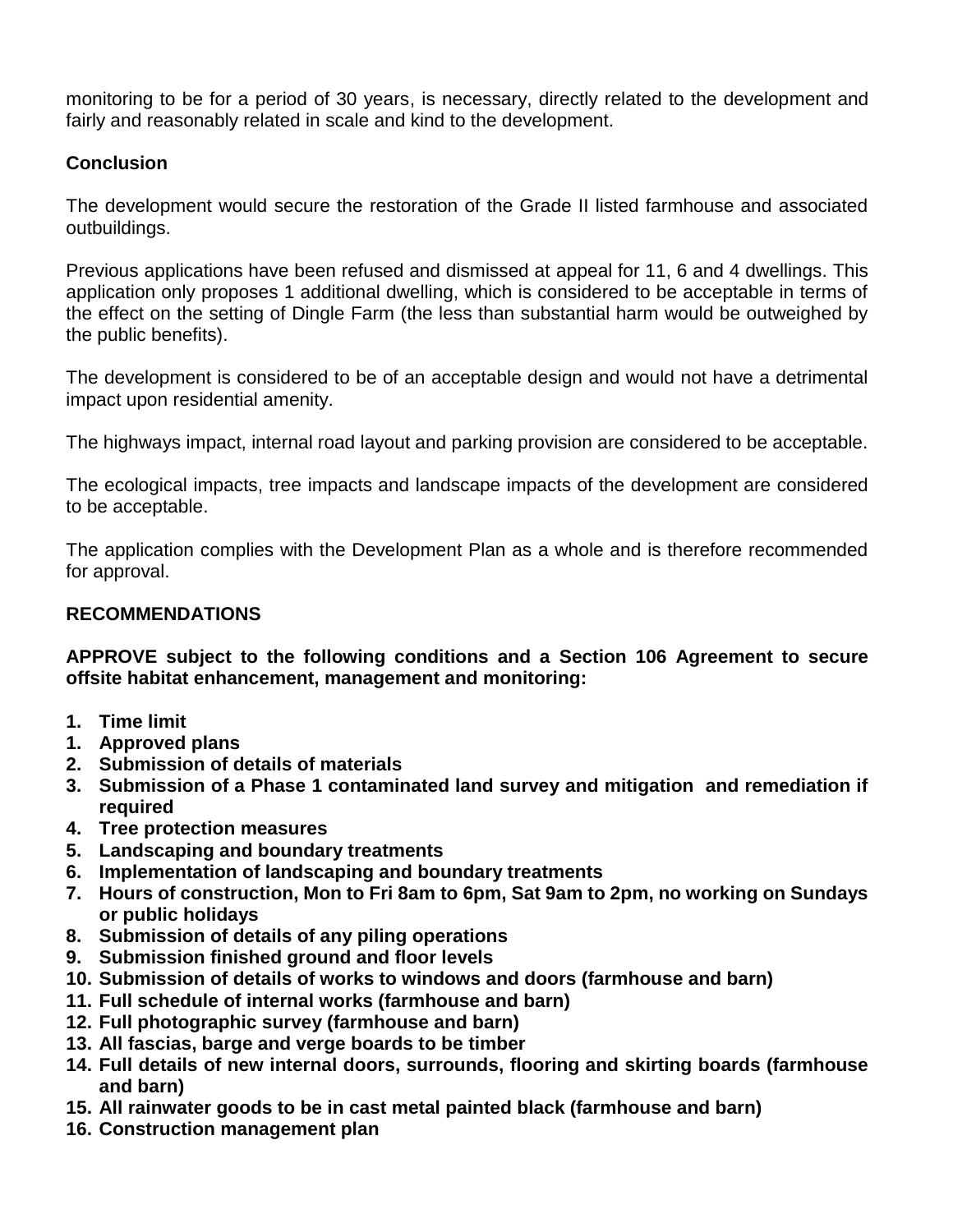monitoring to be for a period of 30 years, is necessary, directly related to the development and fairly and reasonably related in scale and kind to the development.

**Conclusion**

The development would secure the restoration of the Grade II listed farmhouse and associated outbuildings.

Previous applications have been refused and dismissed at appeal for 11, 6 and 4 dwellings. This application only proposes 1 additional dwelling, which is considered to be acceptable in terms of the effect on the setting of Dingle Farm (the less than substantial harm would be outweighed by the public benefits).

The development is considered to be of an acceptable design and would not have a detrimental impact upon residential amenity.

The highways impact, internal road layout and parking provision are considered to be acceptable.

The ecological impacts, tree impacts and landscape impacts of the development are considered to be acceptable.

The application complies with the Development Plan as a whole and is therefore recommended for approval.

**RECOMMENDATIONS**

**APPROVE subject to the following conditions and a Section 106 Agreement to secure offsite habitat enhancement, management and monitoring:**

1. **Time limit**
1. **Approved plans**
2. **Submission of details of materials**
3. **Submission of a Phase 1 contaminated land survey and mitigation and remediation if required**
4. **Tree protection measures**
5. **Landscaping and boundary treatments**
6. **Implementation of landscaping and boundary treatments**
7. **Hours of construction, Mon to Fri 8am to 6pm, Sat 9am to 2pm, no working on Sundays or public holidays**
8. **Submission of details of any piling operations**
9. **Submission finished ground and floor levels**
10. **Submission of details of works to windows and doors (farmhouse and barn)**
11. **Full schedule of internal works (farmhouse and barn)**
12. **Full photographic survey (farmhouse and barn)**
13. **All fascias, barge and verge boards to be timber**
14. **Full details of new internal doors, surrounds, flooring and skirting boards (farmhouse and barn)**
15. **All rainwater goods to be in cast metal painted black (farmhouse and barn)**
16. **Construction management plan**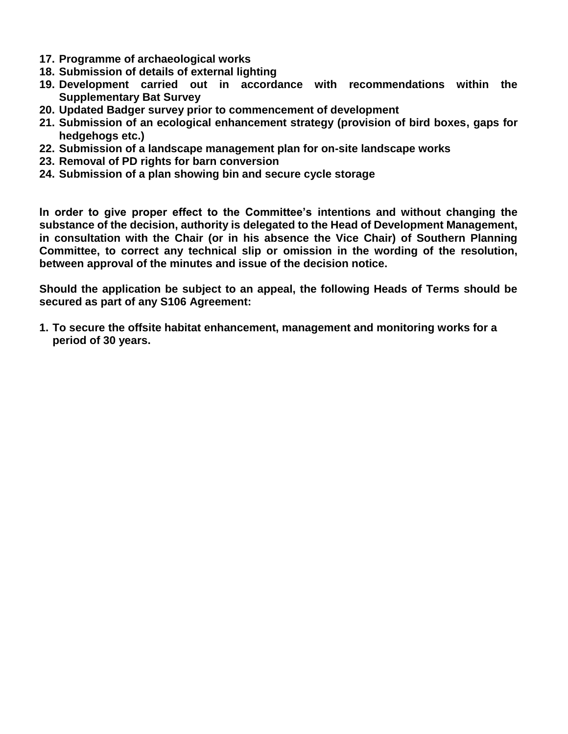17. **Programme of archaeological works**
18. **Submission of details of external lighting**
19. **Development carried out in accordance with recommendations within the Supplementary Bat Survey**
20. **Updated Badger survey prior to commencement of development**
21. **Submission of an ecological enhancement strategy (provision of bird boxes, gaps for hedgehogs etc.)**
22. **Submission of a landscape management plan for on-site landscape works**
23. **Removal of PD rights for barn conversion**
24. **Submission of a plan showing bin and secure cycle storage**

**In order to give proper effect to the Committee's intentions and without changing the substance of the decision, authority is delegated to the Head of Development Management, in consultation with the Chair (or in his absence the Vice Chair) of Southern Planning Committee, to correct any technical slip or omission in the wording of the resolution, between approval of the minutes and issue of the decision notice.**

**Should the application be subject to an appeal, the following Heads of Terms should be secured as part of any S106 Agreement:**

1. **To secure the offsite habitat enhancement, management and monitoring works for a period of 30 years.**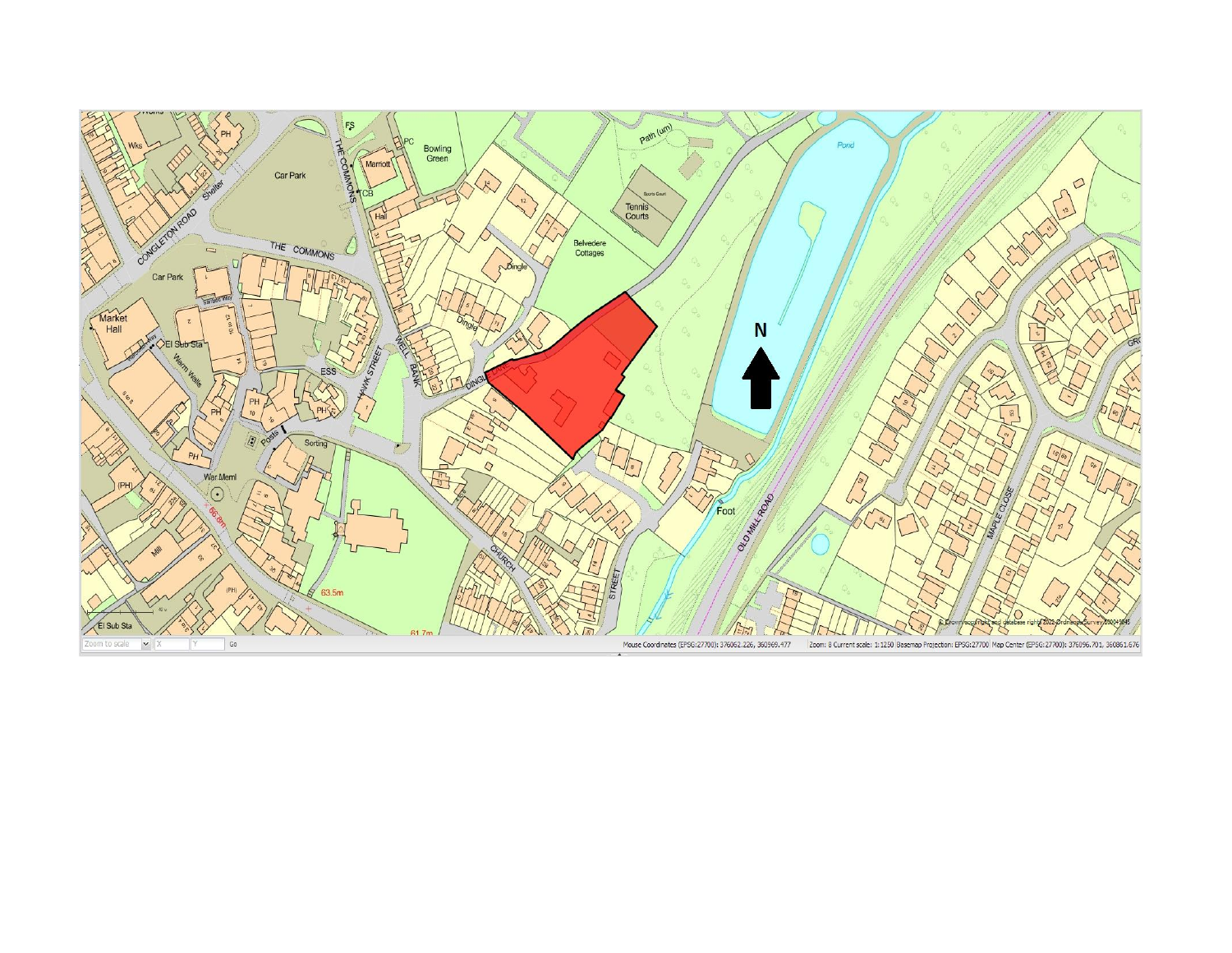N

Car Park

THE COMMONS

CONGLETON ROAD

Market Hall

Bowling Green

Tennis Courts

Belvedere Cottages

Dingle

HAWK STREET

WELL BANK

CHURCH

STREET

Pond

OLD MILL ROAD

MAPLE CLOSE

War Meml

Sorting

Posts

63.5m

61.7m

El Sub Sta

Foot

Path (um)

© Crown copyright and database rights 2020 Ordnance Survey 100049045

Mouse Coordinates (EPSG:27700): 376062.226, 360969.477

Zoom: 8 Current scale: 1:1250 Basemap Projection: EPSG:27700 Map Center (EPSG:27700): 376096.701, 360861.676